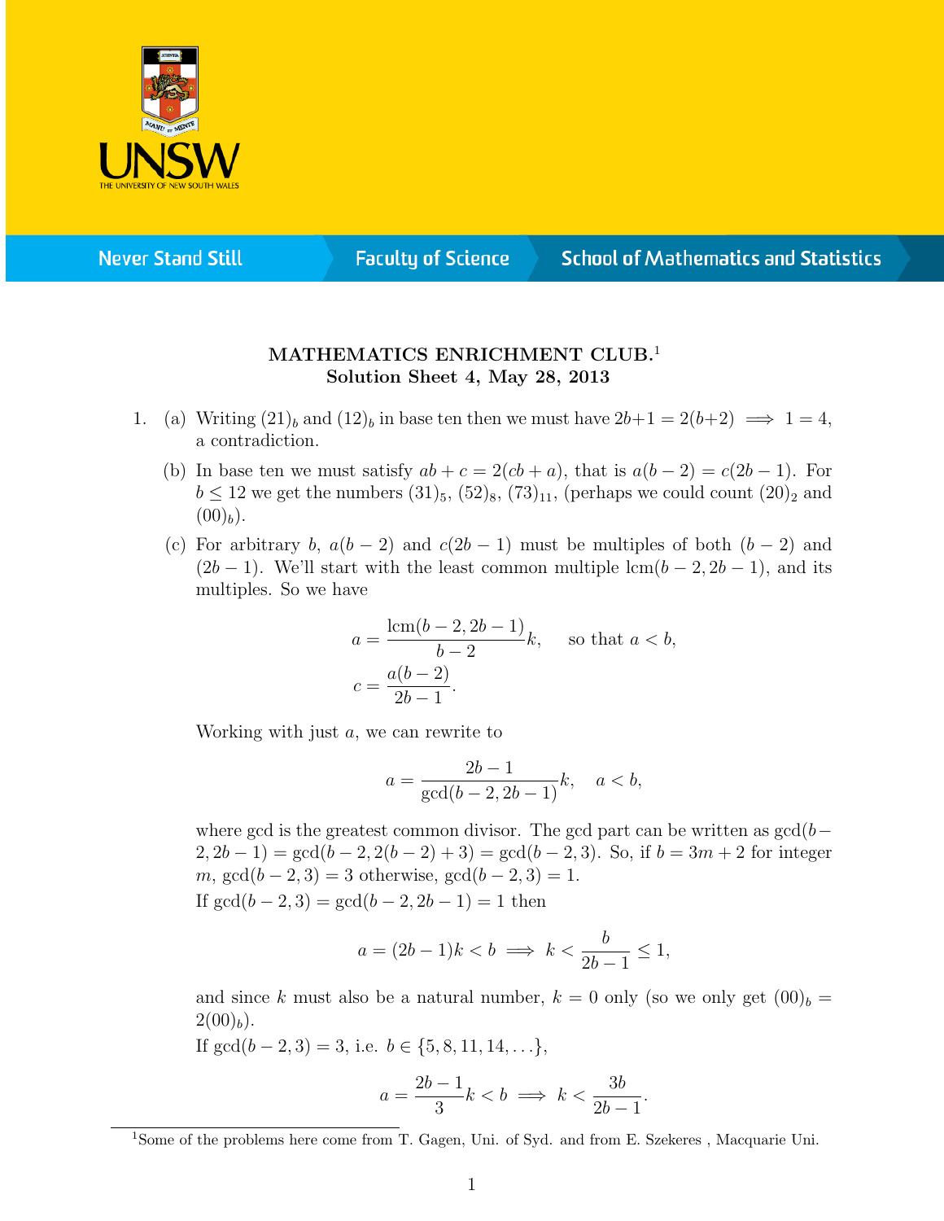**MATHEMATICS ENRICHMENT CLUB.**[1]
**Solution Sheet 4, May 28, 2013**

1. (a) Writing $(21)_b$ and $(12)_b$ in base ten then we must have $2b+1 = 2(b+2) \implies 1 = 4$, a contradiction.

   (b) In base ten we must satisfy $ab + c = 2(cb + a)$, that is $a(b-2) = c(2b-1)$. For $b \leq 12$ we get the numbers $(31)_5$, $(52)_8$, $(73)_{11}$, (perhaps we could count $(20)_2$ and $(00)_b$).

   (c) For arbitrary $b$, $a(b-2)$ and $c(2b-1)$ must be multiples of both $(b-2)$ and $(2b-1)$. We'll start with the least common multiple $\text{lcm}(b-2, 2b-1)$, and its multiples. So we have

$$a = \frac{\text{lcm}(b-2, 2b-1)}{b-2}k, \quad \text{so that } a < b,$$
$$c = \frac{a(b-2)}{2b-1}.$$

   Working with just $a$, we can rewrite to

$$a = \frac{2b-1}{\gcd(b-2, 2b-1)}k, \quad a < b,$$

   where gcd is the greatest common divisor. The gcd part can be written as $\gcd(b-2, 2b-1) = \gcd(b-2, 2(b-2)+3) = \gcd(b-2, 3)$. So, if $b = 3m+2$ for integer $m$, $\gcd(b-2, 3) = 3$ otherwise, $\gcd(b-2, 3) = 1$.

   If $\gcd(b-2, 3) = \gcd(b-2, 2b-1) = 1$ then

$$a = (2b-1)k < b \implies k < \frac{b}{2b-1} \leq 1,$$

   and since $k$ must also be a natural number, $k = 0$ only (so we only get $(00)_b = 2(00)_b$).

   If $\gcd(b-2, 3) = 3$, i.e. $b \in \{5, 8, 11, 14, \dots\}$,

$$a = \frac{2b-1}{3}k < b \implies k < \frac{3b}{2b-1}.$$

[1] Some of the problems here come from T. Gagen, Uni. of Syd. and from E. Szekeres , Macquarie Uni.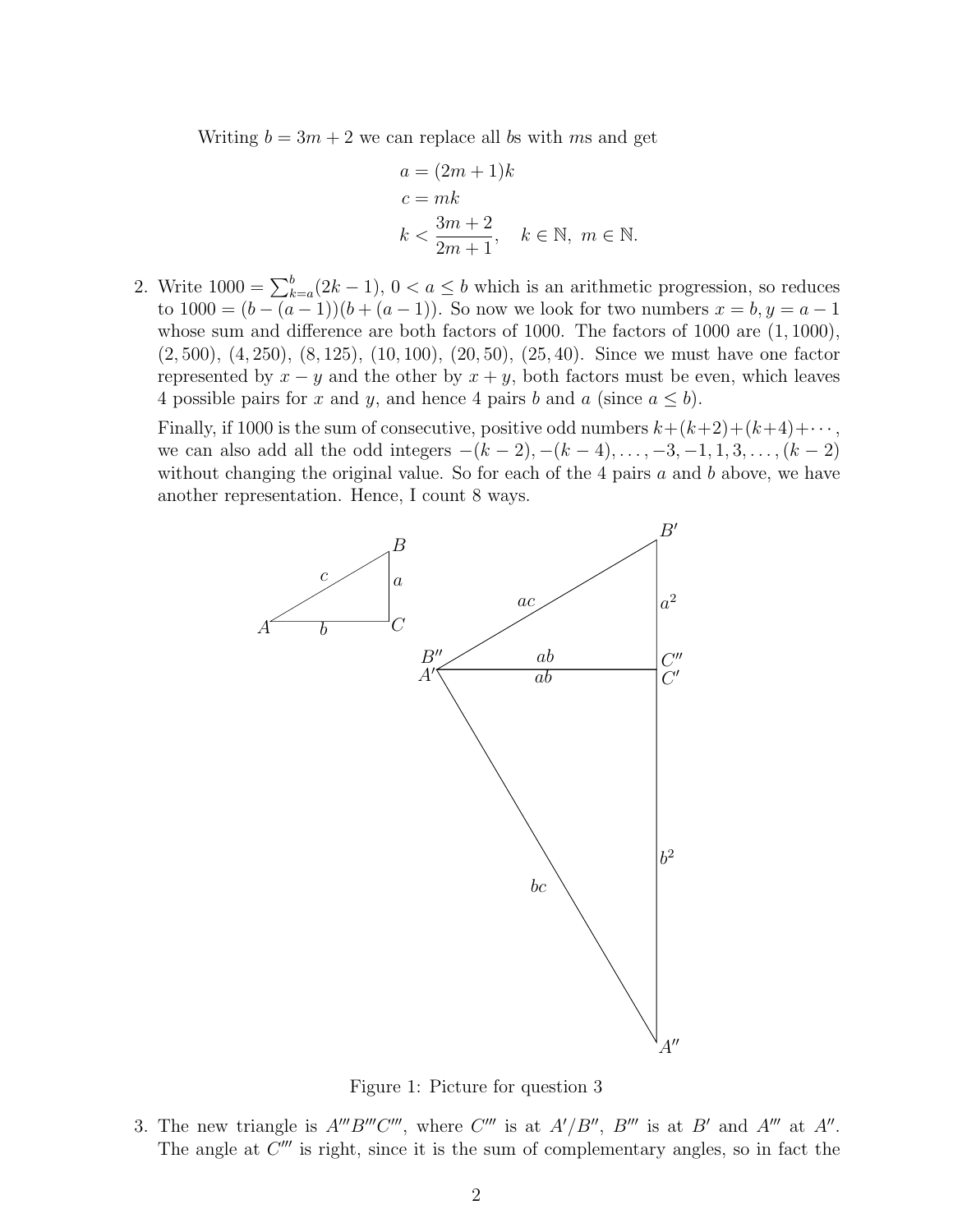Writing $b = 3m + 2$ we can replace all $b$s with $m$s and get

$$
\begin{aligned}
a &= (2m+1)k \\
c &= mk \\
k &< \frac{3m+2}{2m+1}, \quad k \in \mathbb{N},\ m \in \mathbb{N}.
\end{aligned}
$$

2. Write $1000 = \sum_{k=a}^{b}(2k-1)$, $0 < a \le b$ which is an arithmetic progression, so reduces to $1000 = (b-(a-1))(b+(a-1))$. So now we look for two numbers $x = b, y = a-1$ whose sum and difference are both factors of 1000. The factors of 1000 are $(1, 1000)$, $(2, 500)$, $(4, 250)$, $(8, 125)$, $(10, 100)$, $(20, 50)$, $(25, 40)$. Since we must have one factor represented by $x - y$ and the other by $x + y$, both factors must be even, which leaves 4 possible pairs for $x$ and $y$, and hence 4 pairs $b$ and $a$ (since $a \le b$).

   Finally, if 1000 is the sum of consecutive, positive odd numbers $k+(k+2)+(k+4)+\cdots$, we can also add all the odd integers $-(k-2), -(k-4), \ldots, -3, -1, 1, 3, \ldots, (k-2)$ without changing the original value. So for each of the 4 pairs $a$ and $b$ above, we have another representation. Hence, I count 8 ways.

Figure 1: Picture for question 3

3. The new triangle is $A'''B'''C'''$, where $C'''$ is at $A'/B''$, $B'''$ is at $B'$ and $A'''$ at $A''$. The angle at $C'''$ is right, since it is the sum of complementary angles, so in fact the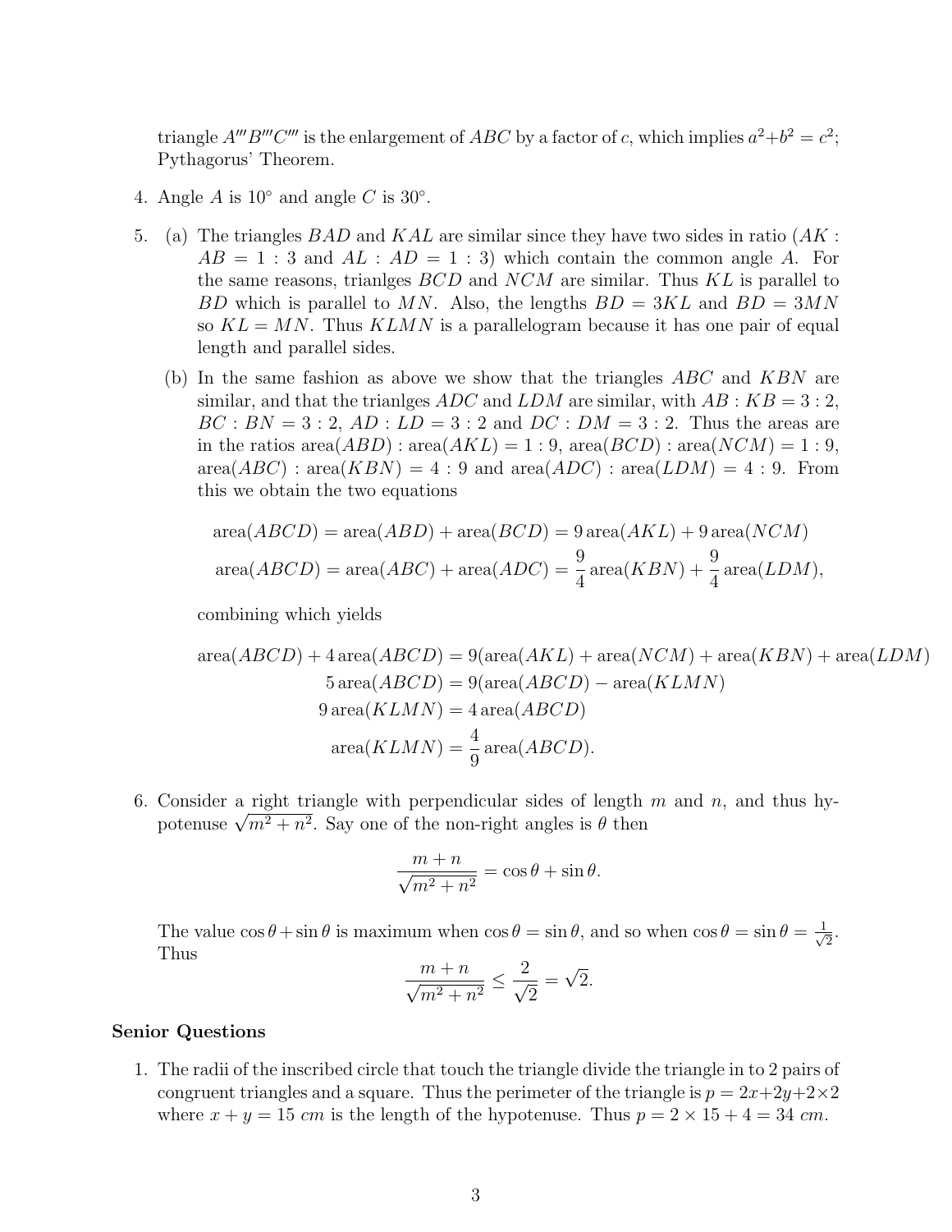triangle $A'''B'''C'''$ is the enlargement of $ABC$ by a factor of $c$, which implies $a^2+b^2=c^2$; Pythagorus' Theorem.

4. Angle $A$ is $10°$ and angle $C$ is $30°$.

5. (a) The triangles $BAD$ and $KAL$ are similar since they have two sides in ratio ($AK : AB = 1 : 3$ and $AL : AD = 1 : 3$) which contain the common angle $A$. For the same reasons, trianlges $BCD$ and $NCM$ are similar. Thus $KL$ is parallel to $BD$ which is parallel to $MN$. Also, the lengths $BD = 3KL$ and $BD = 3MN$ so $KL = MN$. Thus $KLMN$ is a parallelogram because it has one pair of equal length and parallel sides.

   (b) In the same fashion as above we show that the triangles $ABC$ and $KBN$ are similar, and that the trianlges $ADC$ and $LDM$ are similar, with $AB : KB = 3 : 2$, $BC : BN = 3 : 2$, $AD : LD = 3 : 2$ and $DC : DM = 3 : 2$. Thus the areas are in the ratios $\text{area}(ABD) : \text{area}(AKL) = 1 : 9$, $\text{area}(BCD) : \text{area}(NCM) = 1 : 9$, $\text{area}(ABC) : \text{area}(KBN) = 4 : 9$ and $\text{area}(ADC) : \text{area}(LDM) = 4 : 9$. From this we obtain the two equations

$$\text{area}(ABCD) = \text{area}(ABD) + \text{area}(BCD) = 9\,\text{area}(AKL) + 9\,\text{area}(NCM)$$
$$\text{area}(ABCD) = \text{area}(ABC) + \text{area}(ADC) = \frac{9}{4}\text{area}(KBN) + \frac{9}{4}\text{area}(LDM),$$

   combining which yields

$$\begin{aligned}
\text{area}(ABCD) + 4\,\text{area}(ABCD) &= 9(\text{area}(AKL) + \text{area}(NCM) + \text{area}(KBN) + \text{area}(LDM)) \\
5\,\text{area}(ABCD) &= 9(\text{area}(ABCD) - \text{area}(KLMN)) \\
9\,\text{area}(KLMN) &= 4\,\text{area}(ABCD) \\
\text{area}(KLMN) &= \frac{4}{9}\text{area}(ABCD).
\end{aligned}$$

6. Consider a right triangle with perpendicular sides of length $m$ and $n$, and thus hypotenuse $\sqrt{m^2+n^2}$. Say one of the non-right angles is $\theta$ then

$$\frac{m+n}{\sqrt{m^2+n^2}} = \cos\theta + \sin\theta.$$

   The value $\cos\theta + \sin\theta$ is maximum when $\cos\theta = \sin\theta$, and so when $\cos\theta = \sin\theta = \frac{1}{\sqrt{2}}$. Thus

$$\frac{m+n}{\sqrt{m^2+n^2}} \leq \frac{2}{\sqrt{2}} = \sqrt{2}.$$

**Senior Questions**

1. The radii of the inscribed circle that touch the triangle divide the triangle in to 2 pairs of congruent triangles and a square. Thus the perimeter of the triangle is $p = 2x+2y+2\times 2$ where $x + y = 15$ $cm$ is the length of the hypotenuse. Thus $p = 2 \times 15 + 4 = 34$ $cm$.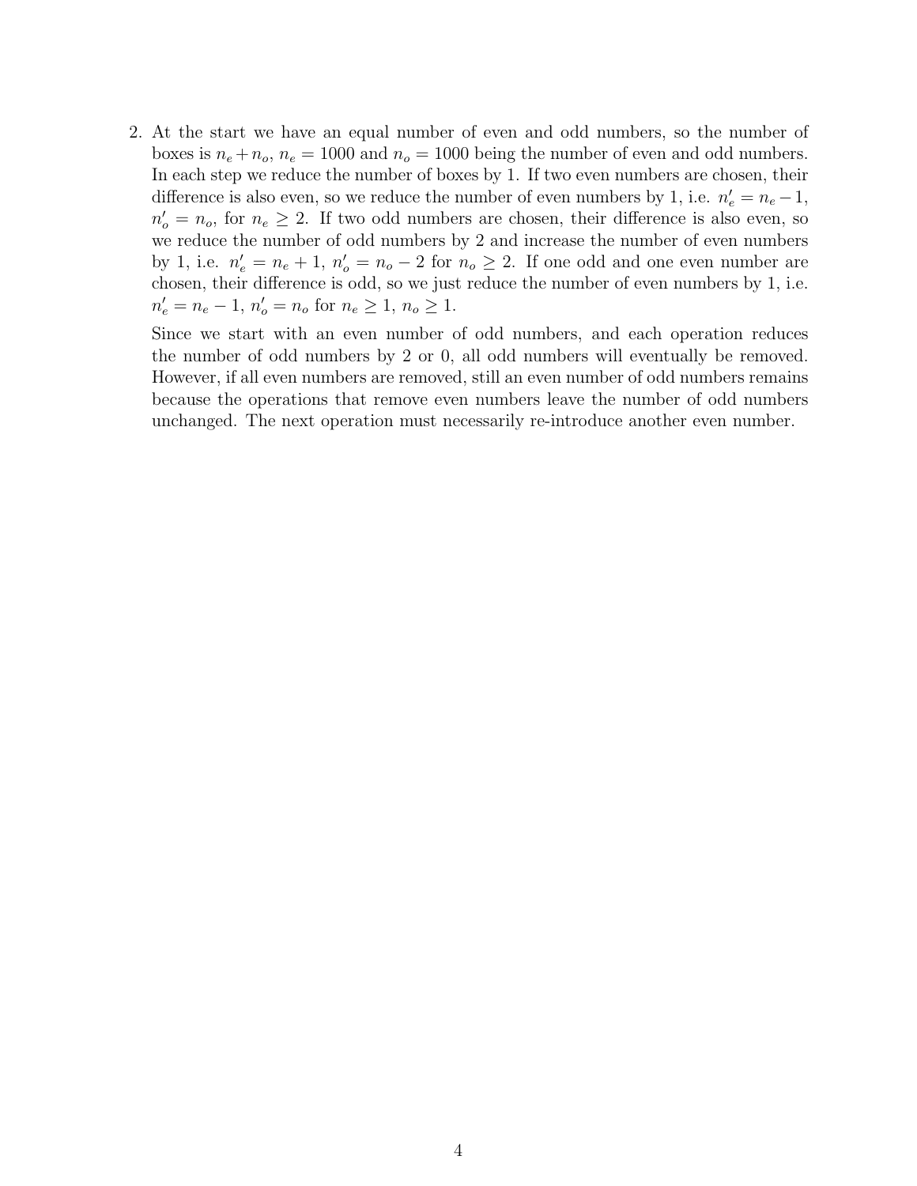2. At the start we have an equal number of even and odd numbers, so the number of boxes is $n_e + n_o$, $n_e = 1000$ and $n_o = 1000$ being the number of even and odd numbers. In each step we reduce the number of boxes by 1. If two even numbers are chosen, their difference is also even, so we reduce the number of even numbers by 1, i.e. $n'_e = n_e - 1$, $n'_o = n_o$, for $n_e \geq 2$. If two odd numbers are chosen, their difference is also even, so we reduce the number of odd numbers by 2 and increase the number of even numbers by 1, i.e. $n'_e = n_e + 1$, $n'_o = n_o - 2$ for $n_o \geq 2$. If one odd and one even number are chosen, their difference is odd, so we just reduce the number of even numbers by 1, i.e. $n'_e = n_e - 1$, $n'_o = n_o$ for $n_e \geq 1$, $n_o \geq 1$.

   Since we start with an even number of odd numbers, and each operation reduces the number of odd numbers by 2 or 0, all odd numbers will eventually be removed. However, if all even numbers are removed, still an even number of odd numbers remains because the operations that remove even numbers leave the number of odd numbers unchanged. The next operation must necessarily re-introduce another even number.